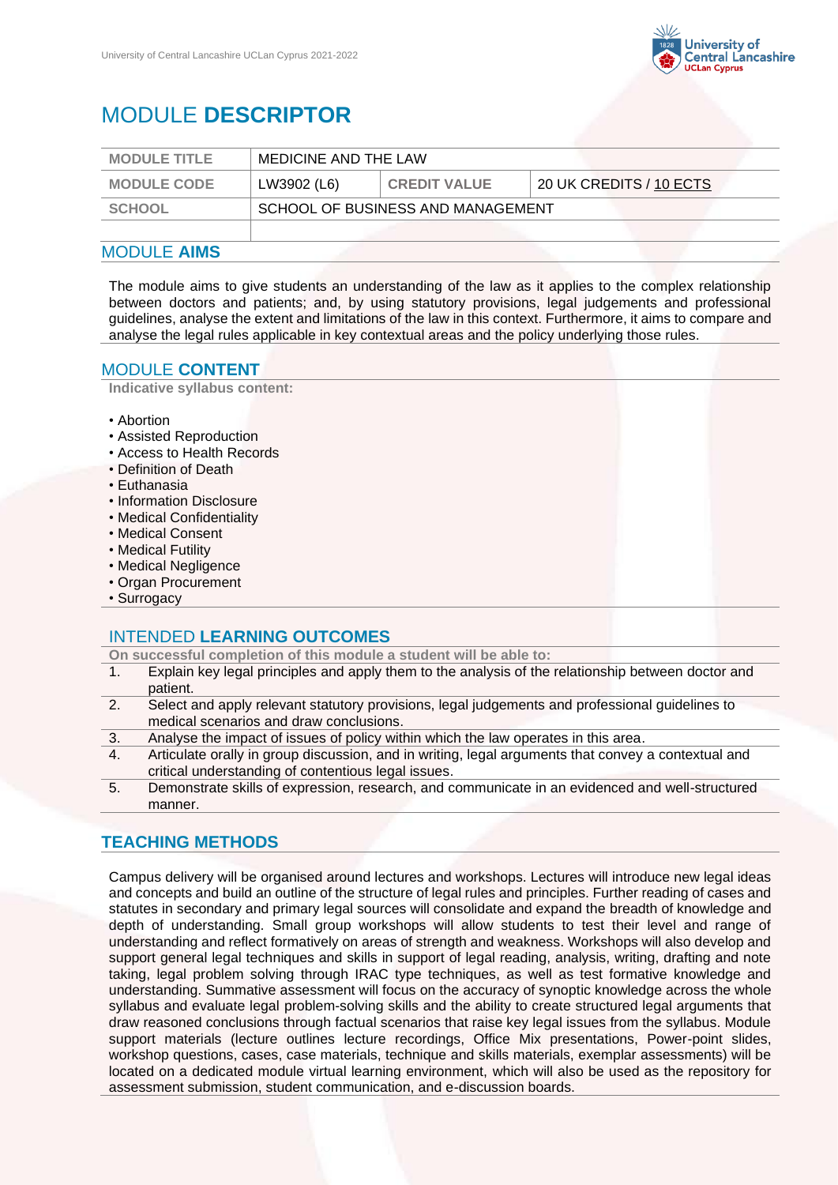# MODULE **DESCRIPTOR**

| MODULE TITLE | MEDICINE AND THE LAW | | |
|---|---|---|---|
| MODULE CODE | LW3902 (L6) | CREDIT VALUE | 20 UK CREDITS / 10 ECTS |
| SCHOOL | SCHOOL OF BUSINESS AND MANAGEMENT | | |
| | | | |

## MODULE **AIMS**

The module aims to give students an understanding of the law as it applies to the complex relationship between doctors and patients; and, by using statutory provisions, legal judgements and professional guidelines, analyse the extent and limitations of the law in this context. Furthermore, it aims to compare and analyse the legal rules applicable in key contextual areas and the policy underlying those rules.

## MODULE **CONTENT**

**Indicative syllabus content:**

- Abortion
- Assisted Reproduction
- Access to Health Records
- Definition of Death
- Euthanasia
- Information Disclosure
- Medical Confidentiality
- Medical Consent
- Medical Futility
- Medical Negligence
- Organ Procurement
- Surrogacy

## INTENDED **LEARNING OUTCOMES**

**On successful completion of this module a student will be able to:**

1. Explain key legal principles and apply them to the analysis of the relationship between doctor and patient.
2. Select and apply relevant statutory provisions, legal judgements and professional guidelines to medical scenarios and draw conclusions.
3. Analyse the impact of issues of policy within which the law operates in this area.
4. Articulate orally in group discussion, and in writing, legal arguments that convey a contextual and critical understanding of contentious legal issues.
5. Demonstrate skills of expression, research, and communicate in an evidenced and well-structured manner.

## **TEACHING METHODS**

Campus delivery will be organised around lectures and workshops. Lectures will introduce new legal ideas and concepts and build an outline of the structure of legal rules and principles. Further reading of cases and statutes in secondary and primary legal sources will consolidate and expand the breadth of knowledge and depth of understanding. Small group workshops will allow students to test their level and range of understanding and reflect formatively on areas of strength and weakness. Workshops will also develop and support general legal techniques and skills in support of legal reading, analysis, writing, drafting and note taking, legal problem solving through IRAC type techniques, as well as test formative knowledge and understanding. Summative assessment will focus on the accuracy of synoptic knowledge across the whole syllabus and evaluate legal problem-solving skills and the ability to create structured legal arguments that draw reasoned conclusions through factual scenarios that raise key legal issues from the syllabus. Module support materials (lecture outlines lecture recordings, Office Mix presentations, Power-point slides, workshop questions, cases, case materials, technique and skills materials, exemplar assessments) will be located on a dedicated module virtual learning environment, which will also be used as the repository for assessment submission, student communication, and e-discussion boards.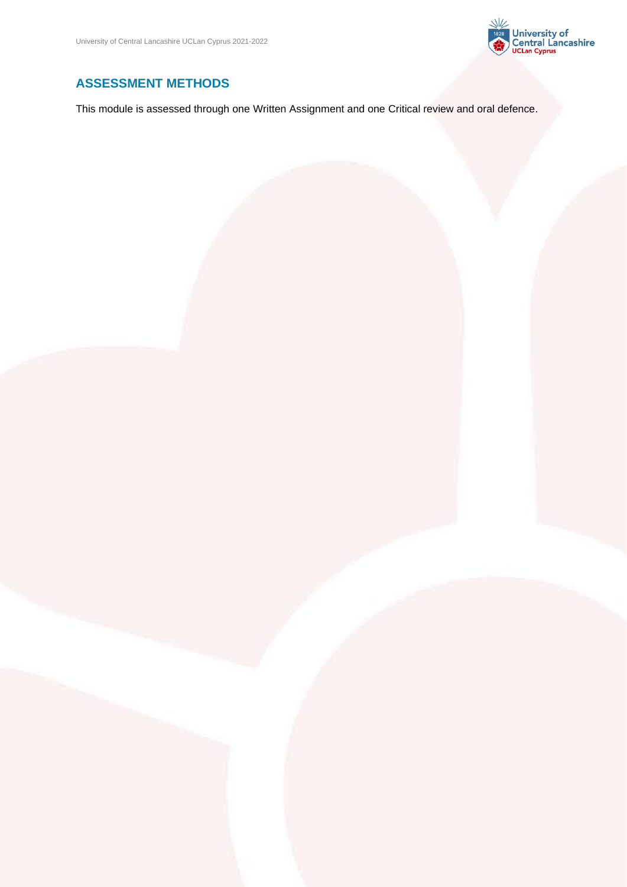## ASSESSMENT METHODS

This module is assessed through one Written Assignment and one Critical review and oral defence.